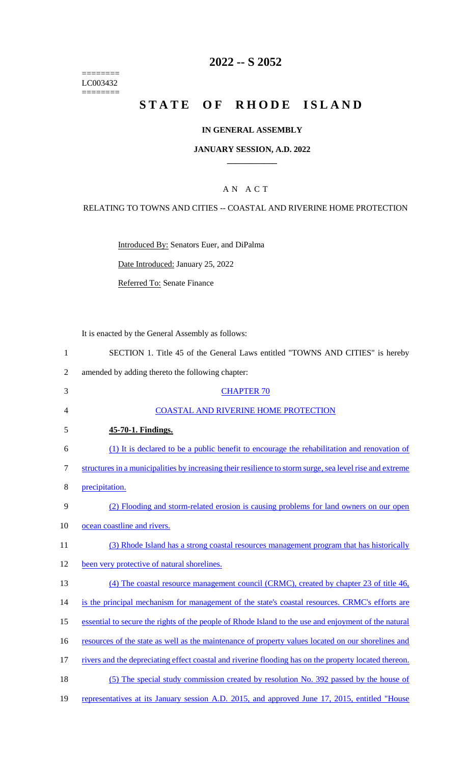========
LC003432
========

# 2022 -- S 2052

# STATE OF RHODE ISLAND

## IN GENERAL ASSEMBLY

### JANUARY SESSION, A.D. 2022

---

## A N A C T

### RELATING TO TOWNS AND CITIES -- COASTAL AND RIVERINE HOME PROTECTION

Introduced By: Senators Euer, and DiPalma

Date Introduced: January 25, 2022

Referred To: Senate Finance

It is enacted by the General Assembly as follows:

1 SECTION 1. Title 45 of the General Laws entitled "TOWNS AND CITIES" is hereby
2 amended by adding thereto the following chapter:

3 CHAPTER 70

4 COASTAL AND RIVERINE HOME PROTECTION

5 **45-70-1. Findings.**

6 (1) It is declared to be a public benefit to encourage the rehabilitation and renovation of
7 structures in a municipalities by increasing their resilience to storm surge, sea level rise and extreme
8 precipitation.

9 (2) Flooding and storm-related erosion is causing problems for land owners on our open
10 ocean coastline and rivers.

11 (3) Rhode Island has a strong coastal resources management program that has historically
12 been very protective of natural shorelines.

13 (4) The coastal resource management council (CRMC), created by chapter 23 of title 46,
14 is the principal mechanism for management of the state's coastal resources. CRMC's efforts are
15 essential to secure the rights of the people of Rhode Island to the use and enjoyment of the natural
16 resources of the state as well as the maintenance of property values located on our shorelines and
17 rivers and the depreciating effect coastal and riverine flooding has on the property located thereon.

18 (5) The special study commission created by resolution No. 392 passed by the house of
19 representatives at its January session A.D. 2015, and approved June 17, 2015, entitled "House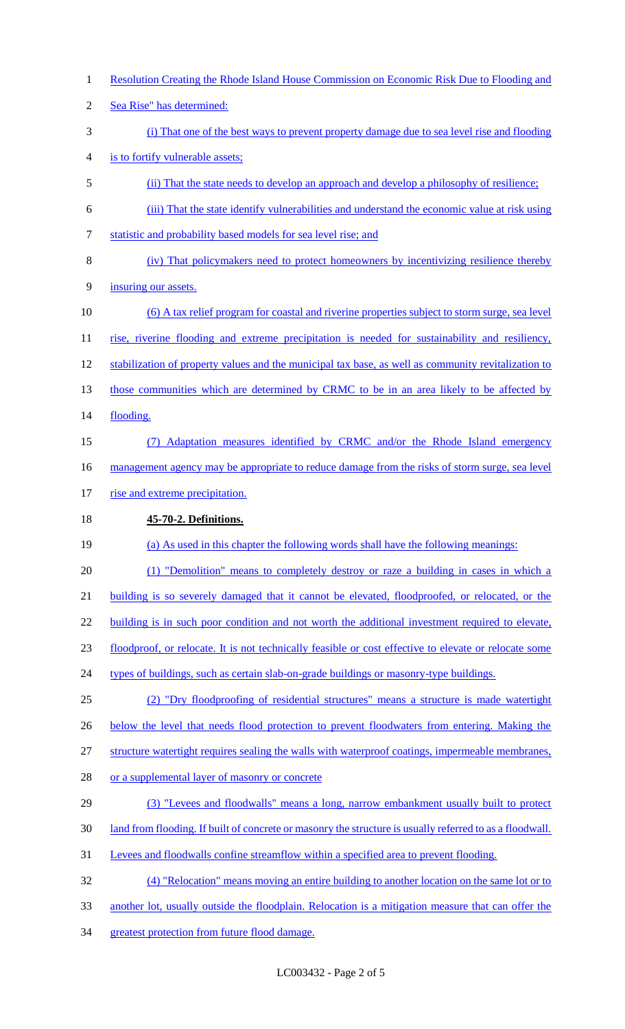Resolution Creating the Rhode Island House Commission on Economic Risk Due to Flooding and Sea Rise" has determined:

(i) That one of the best ways to prevent property damage due to sea level rise and flooding is to fortify vulnerable assets;

(ii) That the state needs to develop an approach and develop a philosophy of resilience;

(iii) That the state identify vulnerabilities and understand the economic value at risk using statistic and probability based models for sea level rise; and

(iv) That policymakers need to protect homeowners by incentivizing resilience thereby insuring our assets.

(6) A tax relief program for coastal and riverine properties subject to storm surge, sea level rise, riverine flooding and extreme precipitation is needed for sustainability and resiliency, stabilization of property values and the municipal tax base, as well as community revitalization to those communities which are determined by CRMC to be in an area likely to be affected by flooding.

(7) Adaptation measures identified by CRMC and/or the Rhode Island emergency management agency may be appropriate to reduce damage from the risks of storm surge, sea level rise and extreme precipitation.

**45-70-2. Definitions.**

(a) As used in this chapter the following words shall have the following meanings:

(1) "Demolition" means to completely destroy or raze a building in cases in which a building is so severely damaged that it cannot be elevated, floodproofed, or relocated, or the building is in such poor condition and not worth the additional investment required to elevate, floodproof, or relocate. It is not technically feasible or cost effective to elevate or relocate some types of buildings, such as certain slab-on-grade buildings or masonry-type buildings.

(2) "Dry floodproofing of residential structures" means a structure is made watertight below the level that needs flood protection to prevent floodwaters from entering. Making the structure watertight requires sealing the walls with waterproof coatings, impermeable membranes, or a supplemental layer of masonry or concrete

(3) "Levees and floodwalls" means a long, narrow embankment usually built to protect land from flooding. If built of concrete or masonry the structure is usually referred to as a floodwall. Levees and floodwalls confine streamflow within a specified area to prevent flooding.

(4) "Relocation" means moving an entire building to another location on the same lot or to another lot, usually outside the floodplain. Relocation is a mitigation measure that can offer the greatest protection from future flood damage.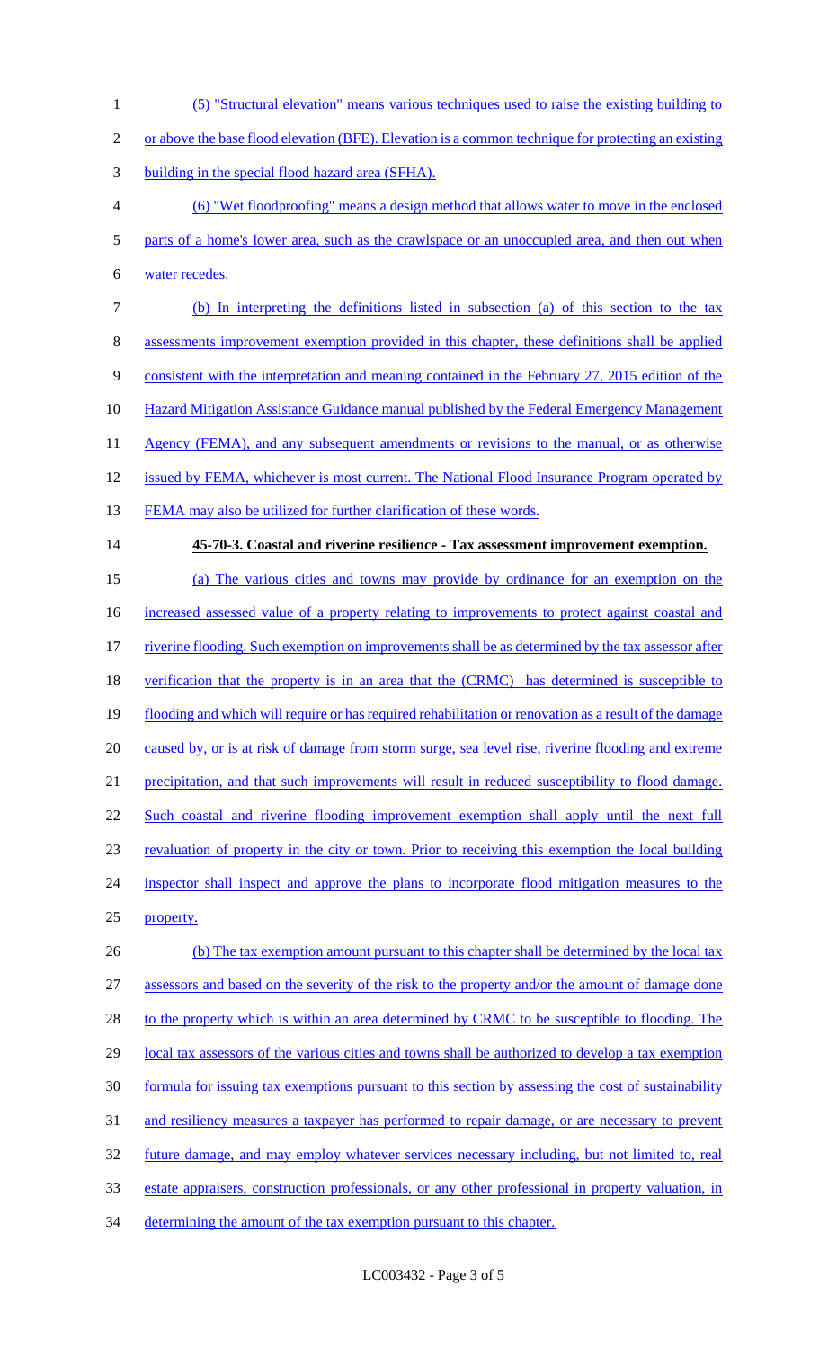(5) "Structural elevation" means various techniques used to raise the existing building to or above the base flood elevation (BFE). Elevation is a common technique for protecting an existing building in the special flood hazard area (SFHA).

(6) "Wet floodproofing" means a design method that allows water to move in the enclosed parts of a home's lower area, such as the crawlspace or an unoccupied area, and then out when water recedes.

(b) In interpreting the definitions listed in subsection (a) of this section to the tax assessments improvement exemption provided in this chapter, these definitions shall be applied consistent with the interpretation and meaning contained in the February 27, 2015 edition of the Hazard Mitigation Assistance Guidance manual published by the Federal Emergency Management Agency (FEMA), and any subsequent amendments or revisions to the manual, or as otherwise issued by FEMA, whichever is most current. The National Flood Insurance Program operated by FEMA may also be utilized for further clarification of these words.

**45-70-3. Coastal and riverine resilience - Tax assessment improvement exemption.**

(a) The various cities and towns may provide by ordinance for an exemption on the increased assessed value of a property relating to improvements to protect against coastal and riverine flooding. Such exemption on improvements shall be as determined by the tax assessor after verification that the property is in an area that the (CRMC) has determined is susceptible to flooding and which will require or has required rehabilitation or renovation as a result of the damage caused by, or is at risk of damage from storm surge, sea level rise, riverine flooding and extreme precipitation, and that such improvements will result in reduced susceptibility to flood damage. Such coastal and riverine flooding improvement exemption shall apply until the next full revaluation of property in the city or town. Prior to receiving this exemption the local building inspector shall inspect and approve the plans to incorporate flood mitigation measures to the property.

(b) The tax exemption amount pursuant to this chapter shall be determined by the local tax assessors and based on the severity of the risk to the property and/or the amount of damage done to the property which is within an area determined by CRMC to be susceptible to flooding. The local tax assessors of the various cities and towns shall be authorized to develop a tax exemption formula for issuing tax exemptions pursuant to this section by assessing the cost of sustainability and resiliency measures a taxpayer has performed to repair damage, or are necessary to prevent future damage, and may employ whatever services necessary including, but not limited to, real estate appraisers, construction professionals, or any other professional in property valuation, in determining the amount of the tax exemption pursuant to this chapter.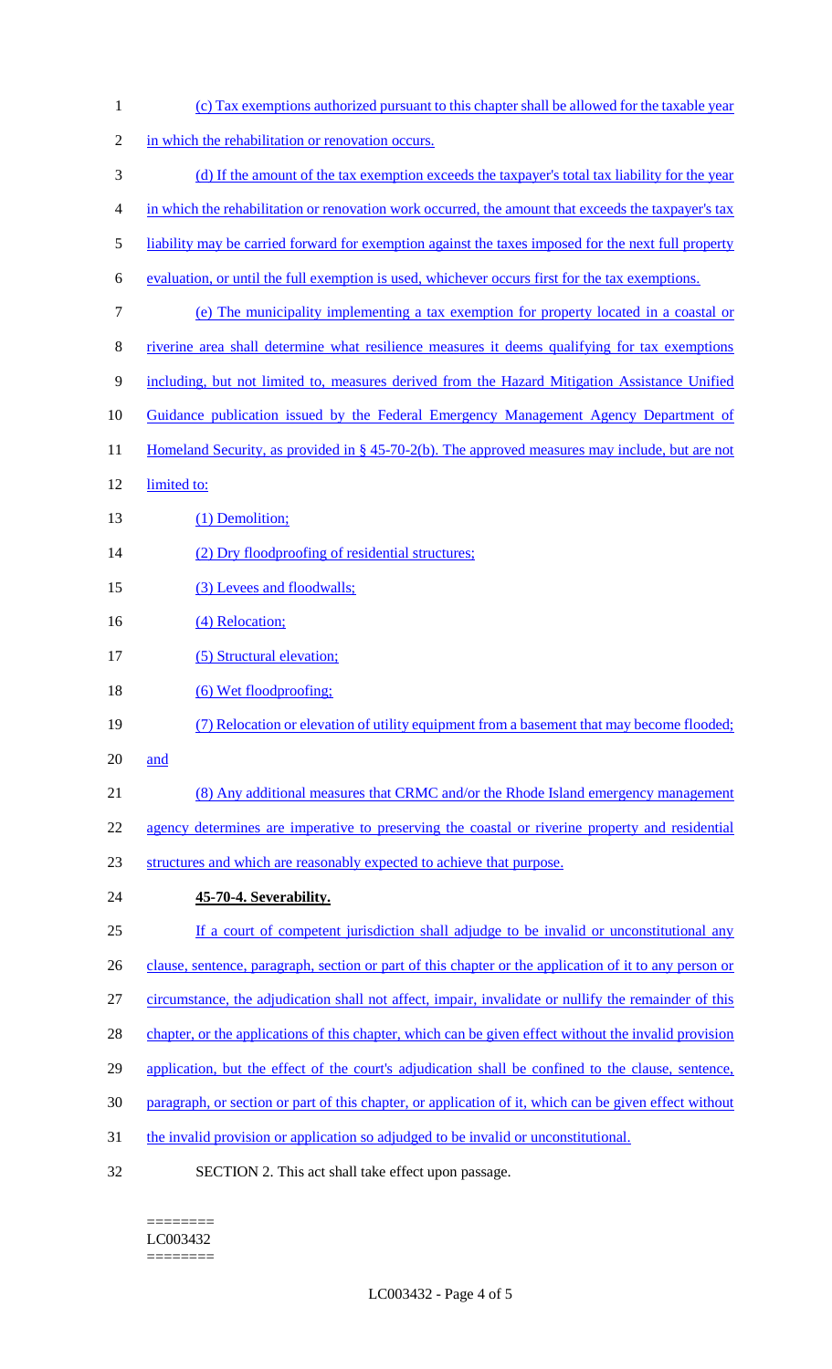(c) Tax exemptions authorized pursuant to this chapter shall be allowed for the taxable year in which the rehabilitation or renovation occurs.

(d) If the amount of the tax exemption exceeds the taxpayer's total tax liability for the year in which the rehabilitation or renovation work occurred, the amount that exceeds the taxpayer's tax liability may be carried forward for exemption against the taxes imposed for the next full property evaluation, or until the full exemption is used, whichever occurs first for the tax exemptions.

(e) The municipality implementing a tax exemption for property located in a coastal or riverine area shall determine what resilience measures it deems qualifying for tax exemptions including, but not limited to, measures derived from the Hazard Mitigation Assistance Unified Guidance publication issued by the Federal Emergency Management Agency Department of Homeland Security, as provided in § 45-70-2(b). The approved measures may include, but are not limited to:

(1) Demolition;

(2) Dry floodproofing of residential structures;

(3) Levees and floodwalls;

(4) Relocation;

(5) Structural elevation;

(6) Wet floodproofing;

(7) Relocation or elevation of utility equipment from a basement that may become flooded; and

(8) Any additional measures that CRMC and/or the Rhode Island emergency management agency determines are imperative to preserving the coastal or riverine property and residential structures and which are reasonably expected to achieve that purpose.

**45-70-4. Severability.**

If a court of competent jurisdiction shall adjudge to be invalid or unconstitutional any clause, sentence, paragraph, section or part of this chapter or the application of it to any person or circumstance, the adjudication shall not affect, impair, invalidate or nullify the remainder of this chapter, or the applications of this chapter, which can be given effect without the invalid provision application, but the effect of the court's adjudication shall be confined to the clause, sentence, paragraph, or section or part of this chapter, or application of it, which can be given effect without the invalid provision or application so adjudged to be invalid or unconstitutional.

SECTION 2. This act shall take effect upon passage.

========
LC003432
========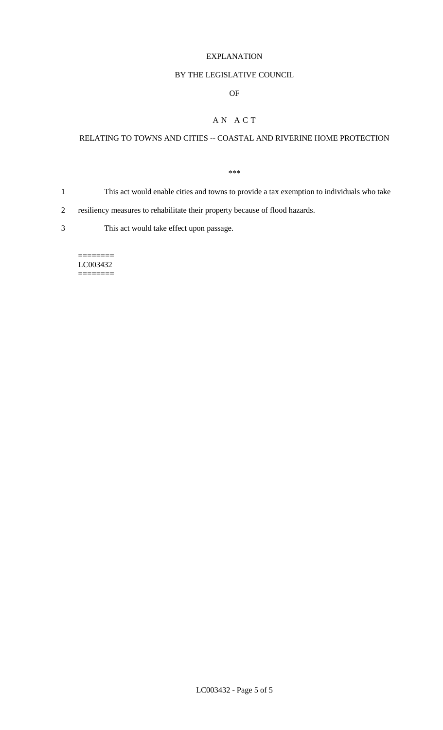EXPLANATION

BY THE LEGISLATIVE COUNCIL

OF

A N A C T

RELATING TO TOWNS AND CITIES -- COASTAL AND RIVERINE HOME PROTECTION

***

1 This act would enable cities and towns to provide a tax exemption to individuals who take

2 resiliency measures to rehabilitate their property because of flood hazards.

3 This act would take effect upon passage.

========
LC003432
========